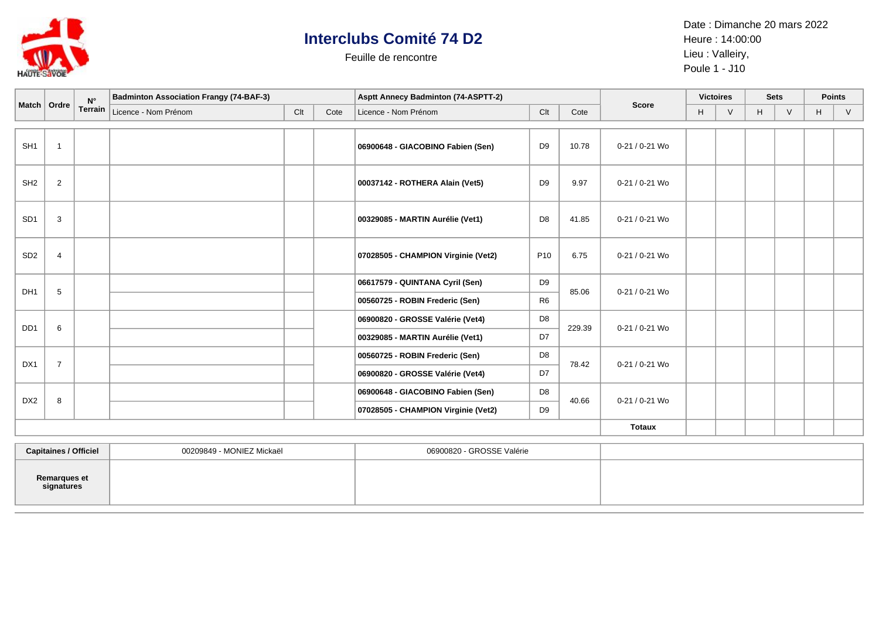# Interclubs Comité 74 D2

Feuille de rencontre

Date : Dimanche 20 mars 2022
Heure : 14:00:00
Lieu : Valleiry,
Poule 1 - J10

| Match | Ordre | N° Terrain | Badminton Association Frangy (74-BAF-3) | | | Asptt Annecy Badminton (74-ASPTT-2) | | | Score | Victoires | | Sets | | Points | |
|---|---|---|---|---|---|---|---|---|---|---|---|---|---|---|---|
| | | | Licence - Nom Prénom | Clt | Cote | Licence - Nom Prénom | Clt | Cote | | H | V | H | V | H | V |
| SH1 | 1 | | | | | **06900648 - GIACOBINO Fabien (Sen)** | D9 | 10.78 | 0-21 / 0-21 Wo | | | | | | |
| SH2 | 2 | | | | | **00037142 - ROTHERA Alain (Vet5)** | D9 | 9.97 | 0-21 / 0-21 Wo | | | | | | |
| SD1 | 3 | | | | | **00329085 - MARTIN Aurélie (Vet1)** | D8 | 41.85 | 0-21 / 0-21 Wo | | | | | | |
| SD2 | 4 | | | | | **07028505 - CHAMPION Virginie (Vet2)** | P10 | 6.75 | 0-21 / 0-21 Wo | | | | | | |
| DH1 | 5 | | | | | **06617579 - QUINTANA Cyril (Sen)** | D9 | 85.06 | 0-21 / 0-21 Wo | | | | | | |
| | | | | | | **00560725 - ROBIN Frederic (Sen)** | R6 | | | | | | | | |
| DD1 | 6 | | | | | **06900820 - GROSSE Valérie (Vet4)** | D8 | 229.39 | 0-21 / 0-21 Wo | | | | | | |
| | | | | | | **00329085 - MARTIN Aurélie (Vet1)** | D7 | | | | | | | | |
| DX1 | 7 | | | | | **00560725 - ROBIN Frederic (Sen)** | D8 | 78.42 | 0-21 / 0-21 Wo | | | | | | |
| | | | | | | **06900820 - GROSSE Valérie (Vet4)** | D7 | | | | | | | | |
| DX2 | 8 | | | | | **06900648 - GIACOBINO Fabien (Sen)** | D8 | 40.66 | 0-21 / 0-21 Wo | | | | | | |
| | | | | | | **07028505 - CHAMPION Virginie (Vet2)** | D9 | | | | | | | | |
| | | | | | | | | | **Totaux** | | | | | | |

| **Capitaines / Officiel** | 00209849 - MONIEZ Mickaël | 06900820 - GROSSE Valérie | |
|---|---|---|---|
| **Remarques et signatures** | | | |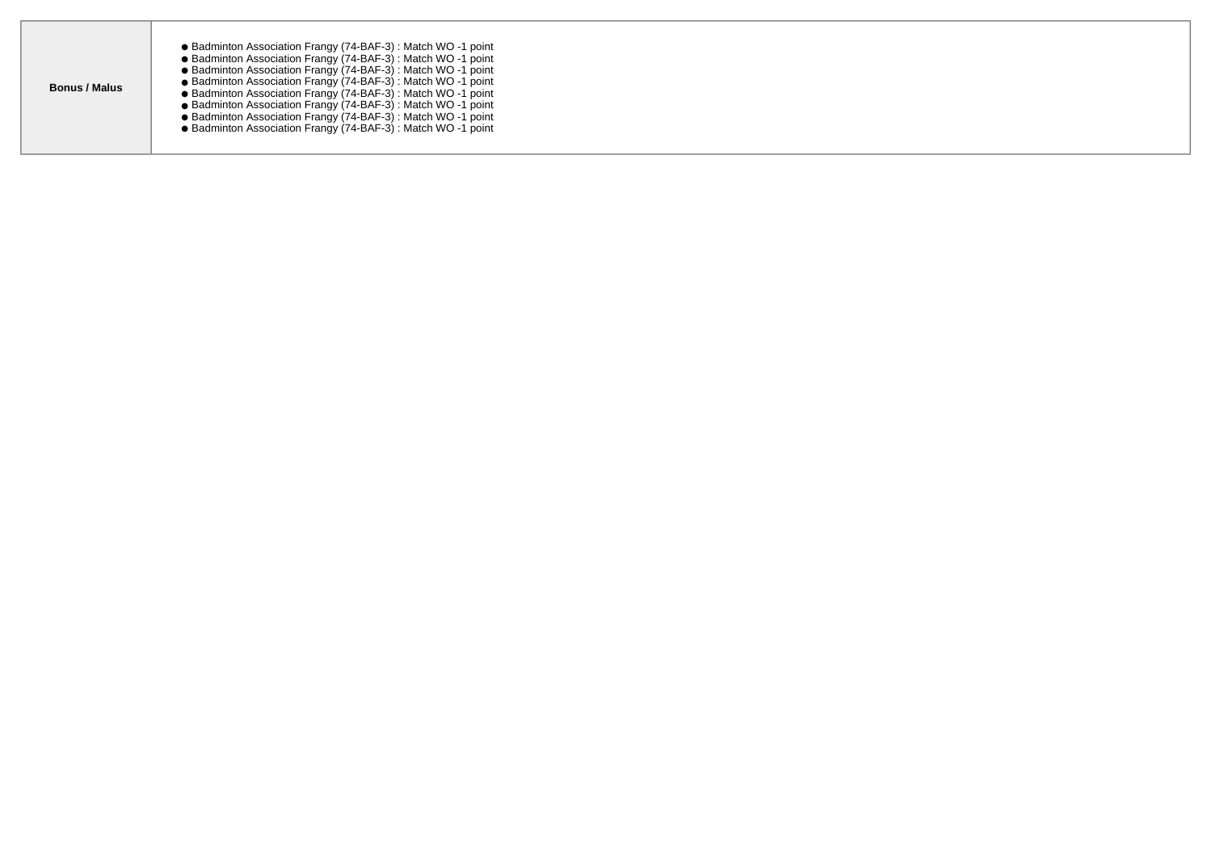| | |
|---|---|
| **Bonus / Malus** | ● Badminton Association Frangy (74-BAF-3) : Match WO -1 point<br>● Badminton Association Frangy (74-BAF-3) : Match WO -1 point<br>● Badminton Association Frangy (74-BAF-3) : Match WO -1 point<br>● Badminton Association Frangy (74-BAF-3) : Match WO -1 point<br>● Badminton Association Frangy (74-BAF-3) : Match WO -1 point<br>● Badminton Association Frangy (74-BAF-3) : Match WO -1 point<br>● Badminton Association Frangy (74-BAF-3) : Match WO -1 point<br>● Badminton Association Frangy (74-BAF-3) : Match WO -1 point |